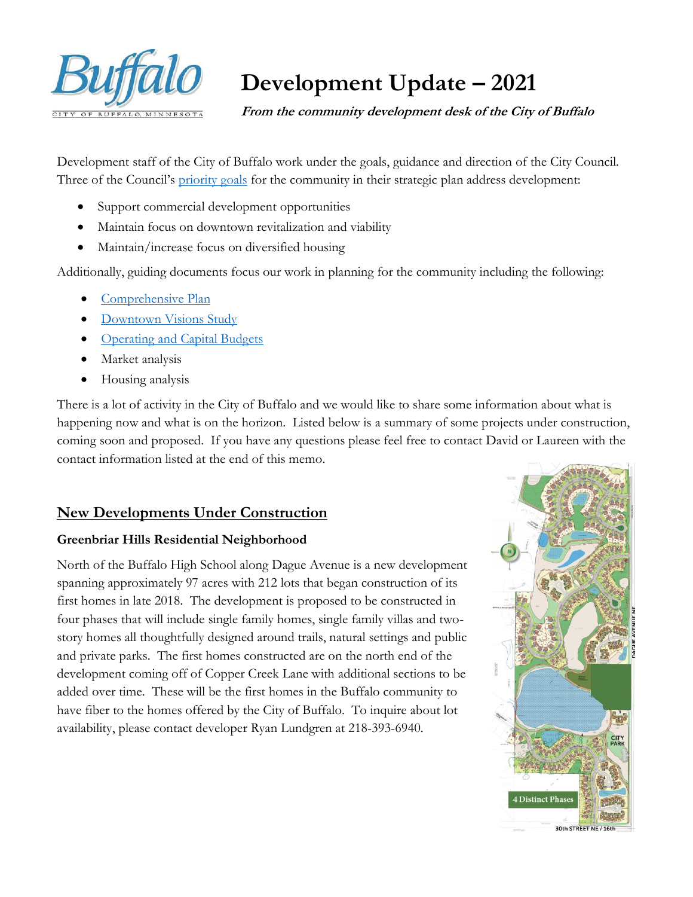# Development Update – 2021

***From the community development desk of the City of Buffalo***

Development staff of the City of Buffalo work under the goals, guidance and direction of the City Council. Three of the Council's priority goals for the community in their strategic plan address development:

- Support commercial development opportunities
- Maintain focus on downtown revitalization and viability
- Maintain/increase focus on diversified housing

Additionally, guiding documents focus our work in planning for the community including the following:

- Comprehensive Plan
- Downtown Visions Study
- Operating and Capital Budgets
- Market analysis
- Housing analysis

There is a lot of activity in the City of Buffalo and we would like to share some information about what is happening now and what is on the horizon. Listed below is a summary of some projects under construction, coming soon and proposed. If you have any questions please feel free to contact David or Laureen with the contact information listed at the end of this memo.

## New Developments Under Construction

### Greenbriar Hills Residential Neighborhood

North of the Buffalo High School along Dague Avenue is a new development spanning approximately 97 acres with 212 lots that began construction of its first homes in late 2018. The development is proposed to be constructed in four phases that will include single family homes, single family villas and two-story homes all thoughtfully designed around trails, natural settings and public and private parks. The first homes constructed are on the north end of the development coming off of Copper Creek Lane with additional sections to be added over time. These will be the first homes in the Buffalo community to have fiber to the homes offered by the City of Buffalo. To inquire about lot availability, please contact developer Ryan Lundgren at 218-393-6940.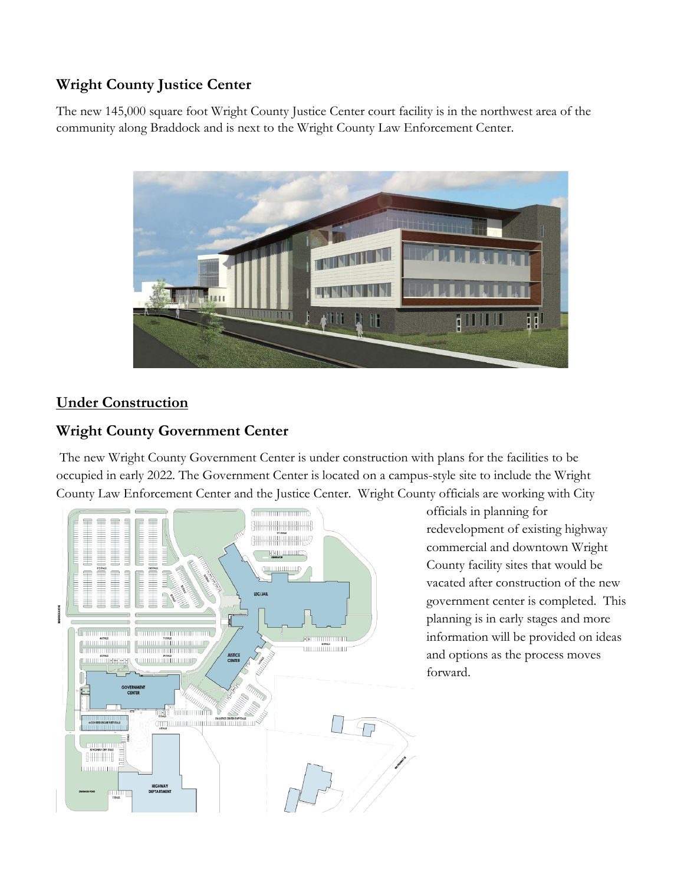## Wright County Justice Center

The new 145,000 square foot Wright County Justice Center court facility is in the northwest area of the community along Braddock and is next to the Wright County Law Enforcement Center.

## Under Construction

## Wright County Government Center

The new Wright County Government Center is under construction with plans for the facilities to be occupied in early 2022. The Government Center is located on a campus-style site to include the Wright County Law Enforcement Center and the Justice Center. Wright County officials are working with City officials in planning for redevelopment of existing highway commercial and downtown Wright County facility sites that would be vacated after construction of the new government center is completed. This planning is in early stages and more information will be provided on ideas and options as the process moves forward.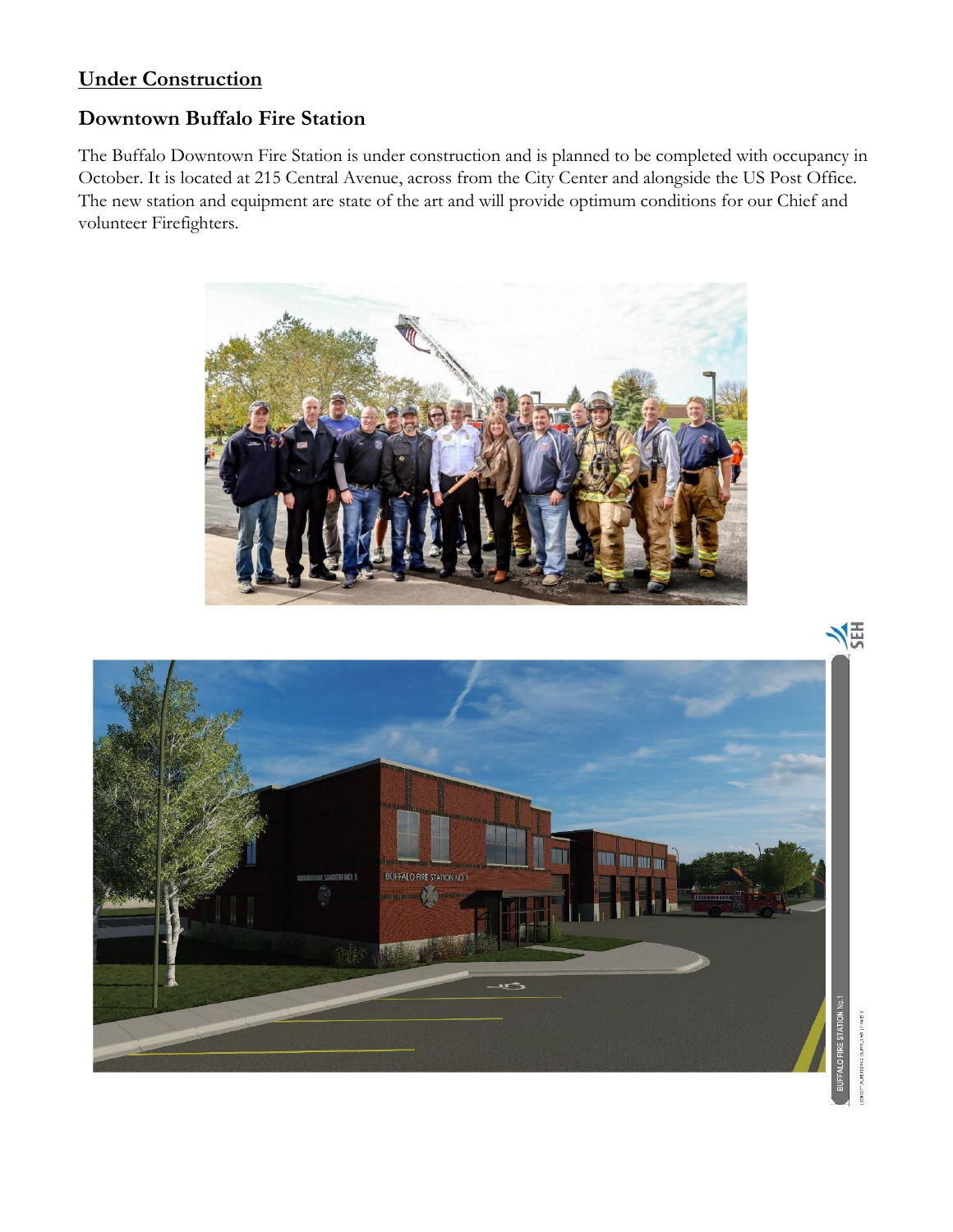## Under Construction

### Downtown Buffalo Fire Station

The Buffalo Downtown Fire Station is under construction and is planned to be completed with occupancy in October. It is located at 215 Central Avenue, across from the City Center and alongside the US Post Office. The new station and equipment are state of the art and will provide optimum conditions for our Chief and volunteer Firefighters.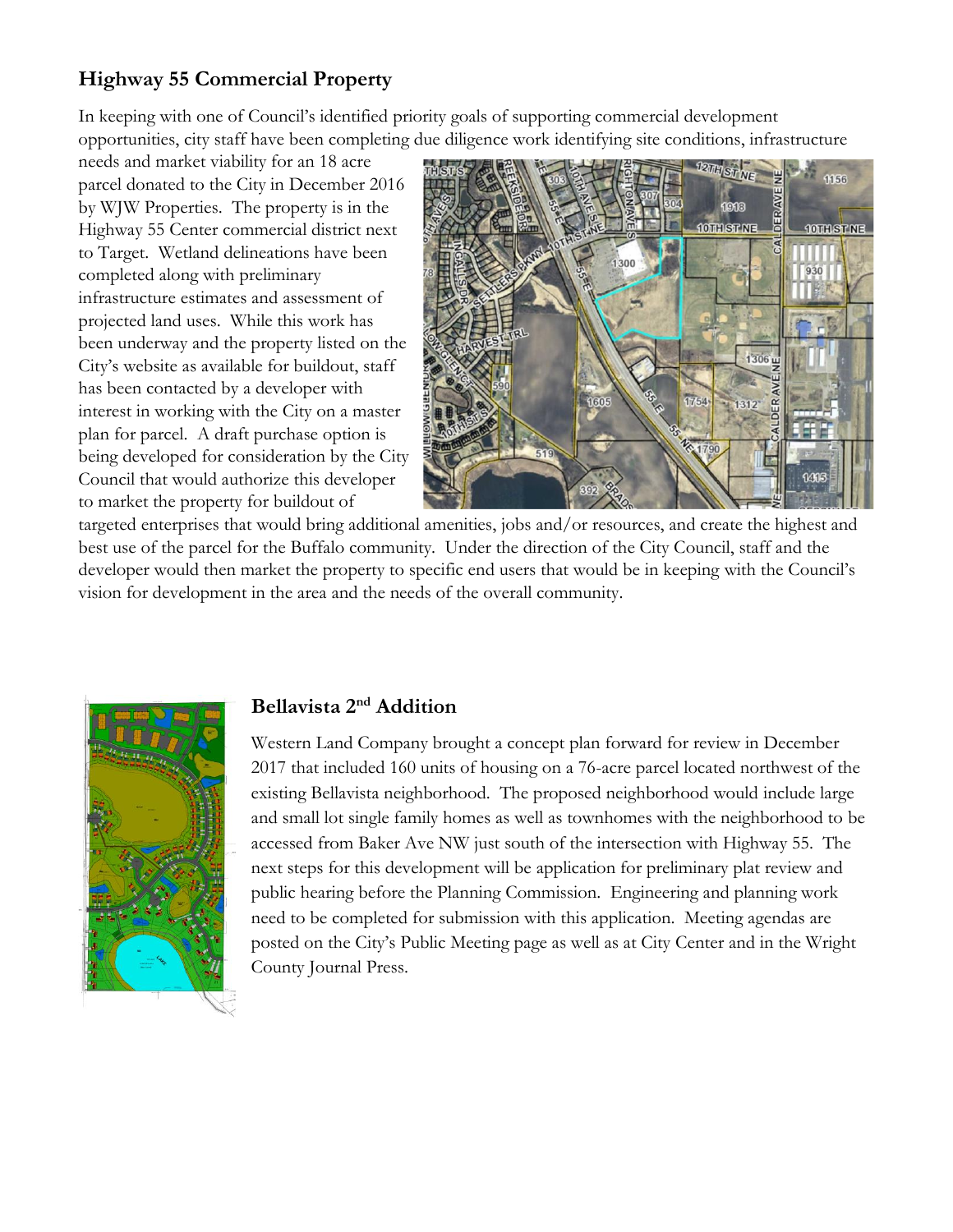## Highway 55 Commercial Property

In keeping with one of Council's identified priority goals of supporting commercial development opportunities, city staff have been completing due diligence work identifying site conditions, infrastructure needs and market viability for an 18 acre parcel donated to the City in December 2016 by WJW Properties. The property is in the Highway 55 Center commercial district next to Target. Wetland delineations have been completed along with preliminary infrastructure estimates and assessment of projected land uses. While this work has been underway and the property listed on the City's website as available for buildout, staff has been contacted by a developer with interest in working with the City on a master plan for parcel. A draft purchase option is being developed for consideration by the City Council that would authorize this developer to market the property for buildout of targeted enterprises that would bring additional amenities, jobs and/or resources, and create the highest and best use of the parcel for the Buffalo community. Under the direction of the City Council, staff and the developer would then market the property to specific end users that would be in keeping with the Council's vision for development in the area and the needs of the overall community.

## Bellavista 2nd Addition

Western Land Company brought a concept plan forward for review in December 2017 that included 160 units of housing on a 76-acre parcel located northwest of the existing Bellavista neighborhood. The proposed neighborhood would include large and small lot single family homes as well as townhomes with the neighborhood to be accessed from Baker Ave NW just south of the intersection with Highway 55. The next steps for this development will be application for preliminary plat review and public hearing before the Planning Commission. Engineering and planning work need to be completed for submission with this application. Meeting agendas are posted on the City's Public Meeting page as well as at City Center and in the Wright County Journal Press.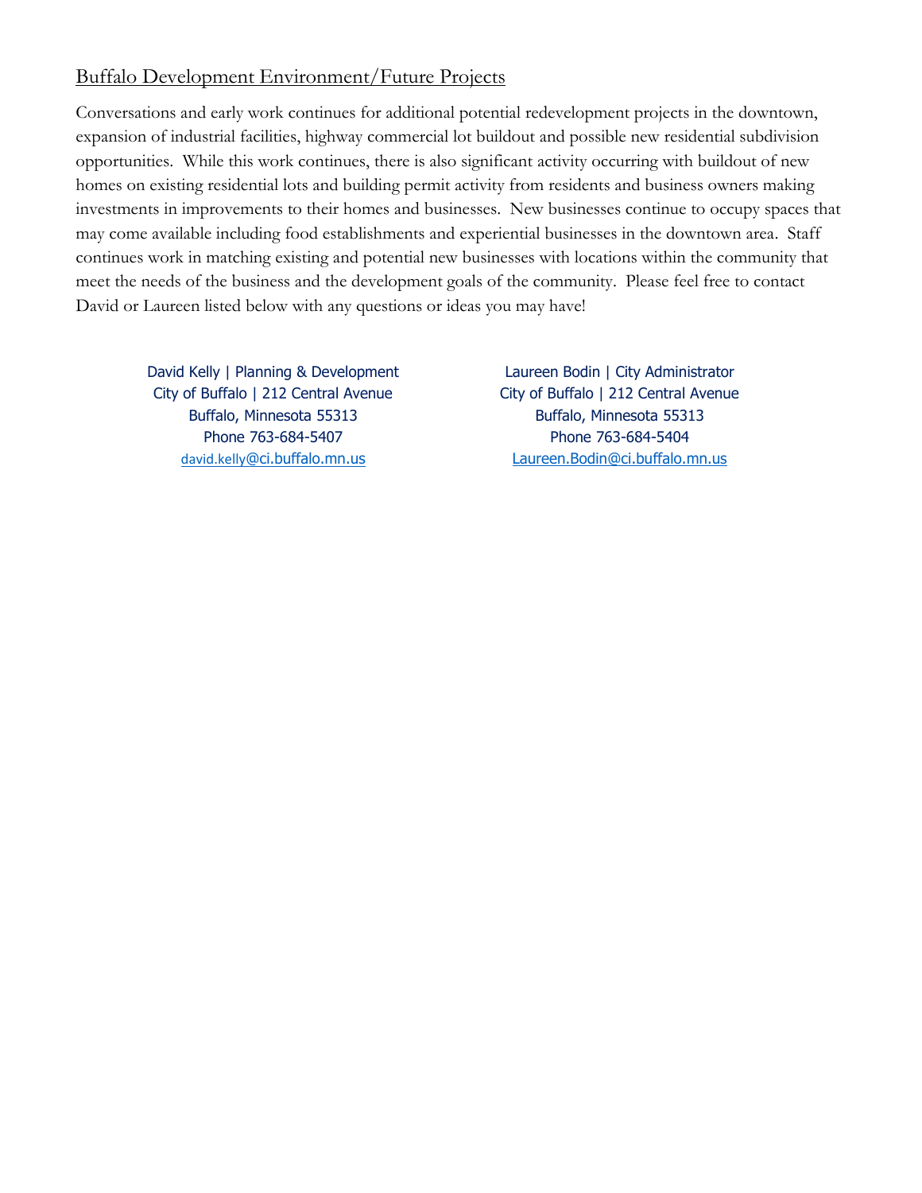## Buffalo Development Environment/Future Projects

Conversations and early work continues for additional potential redevelopment projects in the downtown, expansion of industrial facilities, highway commercial lot buildout and possible new residential subdivision opportunities. While this work continues, there is also significant activity occurring with buildout of new homes on existing residential lots and building permit activity from residents and business owners making investments in improvements to their homes and businesses. New businesses continue to occupy spaces that may come available including food establishments and experiential businesses in the downtown area. Staff continues work in matching existing and potential new businesses with locations within the community that meet the needs of the business and the development goals of the community. Please feel free to contact David or Laureen listed below with any questions or ideas you may have!

David Kelly | Planning & Development
City of Buffalo | 212 Central Avenue
Buffalo, Minnesota 55313
Phone 763-684-5407
david.kelly@ci.buffalo.mn.us

Laureen Bodin | City Administrator
City of Buffalo | 212 Central Avenue
Buffalo, Minnesota 55313
Phone 763-684-5404
Laureen.Bodin@ci.buffalo.mn.us